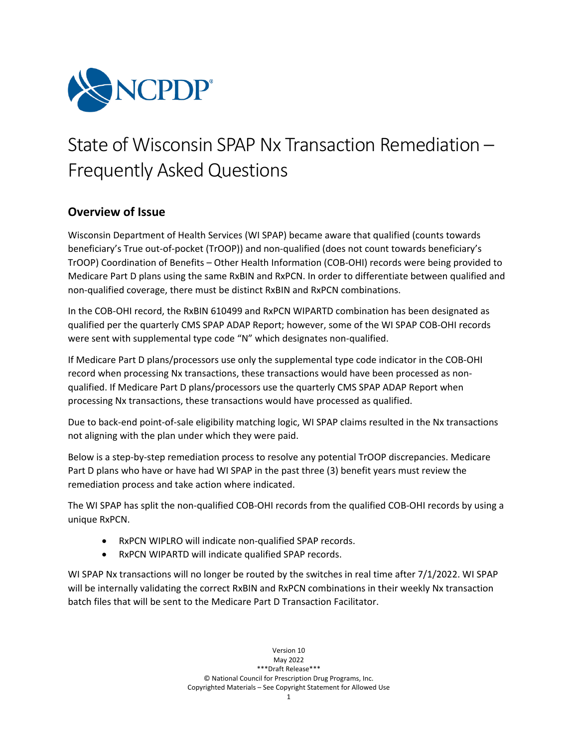# State of Wisconsin SPAP Nx Transaction Remediation – Frequently Asked Questions

## Overview of Issue

Wisconsin Department of Health Services (WI SPAP) became aware that qualified (counts towards beneficiary's True out-of-pocket (TrOOP)) and non-qualified (does not count towards beneficiary's TrOOP) Coordination of Benefits – Other Health Information (COB-OHI) records were being provided to Medicare Part D plans using the same RxBIN and RxPCN. In order to differentiate between qualified and non-qualified coverage, there must be distinct RxBIN and RxPCN combinations.

In the COB-OHI record, the RxBIN 610499 and RxPCN WIPARTD combination has been designated as qualified per the quarterly CMS SPAP ADAP Report; however, some of the WI SPAP COB-OHI records were sent with supplemental type code "N" which designates non-qualified.

If Medicare Part D plans/processors use only the supplemental type code indicator in the COB-OHI record when processing Nx transactions, these transactions would have been processed as non-qualified. If Medicare Part D plans/processors use the quarterly CMS SPAP ADAP Report when processing Nx transactions, these transactions would have processed as qualified.

Due to back-end point-of-sale eligibility matching logic, WI SPAP claims resulted in the Nx transactions not aligning with the plan under which they were paid.

Below is a step-by-step remediation process to resolve any potential TrOOP discrepancies. Medicare Part D plans who have or have had WI SPAP in the past three (3) benefit years must review the remediation process and take action where indicated.

The WI SPAP has split the non-qualified COB-OHI records from the qualified COB-OHI records by using a unique RxPCN.

- RxPCN WIPLRO will indicate non-qualified SPAP records.
- RxPCN WIPARTD will indicate qualified SPAP records.

WI SPAP Nx transactions will no longer be routed by the switches in real time after 7/1/2022. WI SPAP will be internally validating the correct RxBIN and RxPCN combinations in their weekly Nx transaction batch files that will be sent to the Medicare Part D Transaction Facilitator.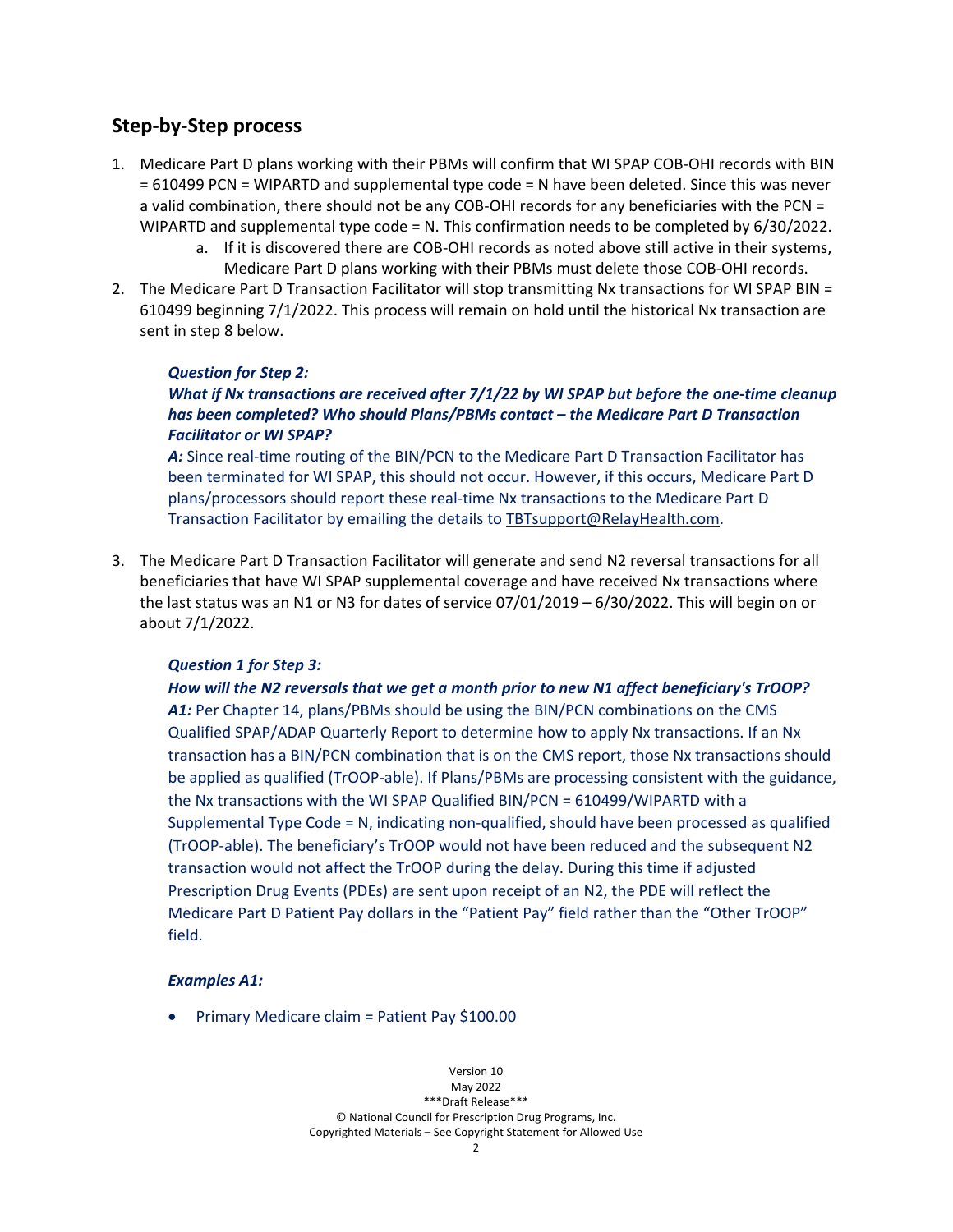## Step-by-Step process

1. Medicare Part D plans working with their PBMs will confirm that WI SPAP COB-OHI records with BIN = 610499 PCN = WIPARTD and supplemental type code = N have been deleted. Since this was never a valid combination, there should not be any COB-OHI records for any beneficiaries with the PCN = WIPARTD and supplemental type code = N. This confirmation needs to be completed by 6/30/2022.
   a. If it is discovered there are COB-OHI records as noted above still active in their systems, Medicare Part D plans working with their PBMs must delete those COB-OHI records.
2. The Medicare Part D Transaction Facilitator will stop transmitting Nx transactions for WI SPAP BIN = 610499 beginning 7/1/2022. This process will remain on hold until the historical Nx transaction are sent in step 8 below.

   ***Question for Step 2:***
   ***What if Nx transactions are received after 7/1/22 by WI SPAP but before the one-time cleanup has been completed? Who should Plans/PBMs contact – the Medicare Part D Transaction Facilitator or WI SPAP?***
   ***A:*** Since real-time routing of the BIN/PCN to the Medicare Part D Transaction Facilitator has been terminated for WI SPAP, this should not occur. However, if this occurs, Medicare Part D plans/processors should report these real-time Nx transactions to the Medicare Part D Transaction Facilitator by emailing the details to TBTsupport@RelayHealth.com.

3. The Medicare Part D Transaction Facilitator will generate and send N2 reversal transactions for all beneficiaries that have WI SPAP supplemental coverage and have received Nx transactions where the last status was an N1 or N3 for dates of service 07/01/2019 – 6/30/2022. This will begin on or about 7/1/2022.

   ***Question 1 for Step 3:***
   ***How will the N2 reversals that we get a month prior to new N1 affect beneficiary's TrOOP?***
   ***A1:*** Per Chapter 14, plans/PBMs should be using the BIN/PCN combinations on the CMS Qualified SPAP/ADAP Quarterly Report to determine how to apply Nx transactions. If an Nx transaction has a BIN/PCN combination that is on the CMS report, those Nx transactions should be applied as qualified (TrOOP-able). If Plans/PBMs are processing consistent with the guidance, the Nx transactions with the WI SPAP Qualified BIN/PCN = 610499/WIPARTD with a Supplemental Type Code = N, indicating non-qualified, should have been processed as qualified (TrOOP-able). The beneficiary's TrOOP would not have been reduced and the subsequent N2 transaction would not affect the TrOOP during the delay. During this time if adjusted Prescription Drug Events (PDEs) are sent upon receipt of an N2, the PDE will reflect the Medicare Part D Patient Pay dollars in the "Patient Pay" field rather than the "Other TrOOP" field.

   ***Examples A1:***

   - Primary Medicare claim = Patient Pay $100.00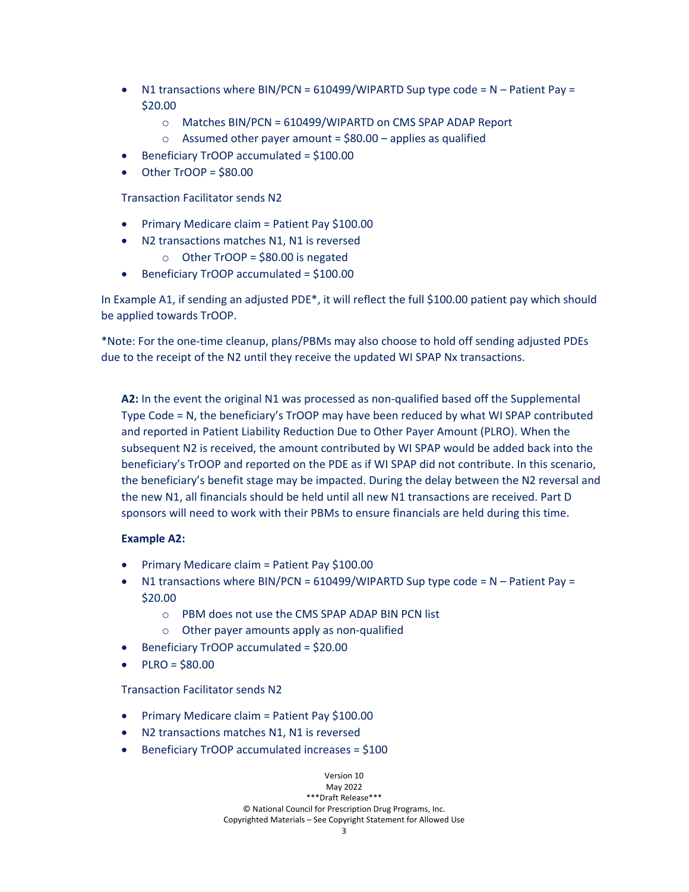- N1 transactions where BIN/PCN = 610499/WIPARTD Sup type code = N – Patient Pay = $20.00
  - Matches BIN/PCN = 610499/WIPARTD on CMS SPAP ADAP Report
  - Assumed other payer amount = $80.00 – applies as qualified
- Beneficiary TrOOP accumulated = $100.00
- Other TrOOP = $80.00

Transaction Facilitator sends N2

- Primary Medicare claim = Patient Pay $100.00
- N2 transactions matches N1, N1 is reversed
  - Other TrOOP = $80.00 is negated
- Beneficiary TrOOP accumulated = $100.00

In Example A1, if sending an adjusted PDE*, it will reflect the full $100.00 patient pay which should be applied towards TrOOP.

*Note: For the one-time cleanup, plans/PBMs may also choose to hold off sending adjusted PDEs due to the receipt of the N2 until they receive the updated WI SPAP Nx transactions.

**A2:** In the event the original N1 was processed as non-qualified based off the Supplemental Type Code = N, the beneficiary's TrOOP may have been reduced by what WI SPAP contributed and reported in Patient Liability Reduction Due to Other Payer Amount (PLRO). When the subsequent N2 is received, the amount contributed by WI SPAP would be added back into the beneficiary's TrOOP and reported on the PDE as if WI SPAP did not contribute. In this scenario, the beneficiary's benefit stage may be impacted. During the delay between the N2 reversal and the new N1, all financials should be held until all new N1 transactions are received. Part D sponsors will need to work with their PBMs to ensure financials are held during this time.

**Example A2:**

- Primary Medicare claim = Patient Pay $100.00
- N1 transactions where BIN/PCN = 610499/WIPARTD Sup type code = N – Patient Pay = $20.00
  - PBM does not use the CMS SPAP ADAP BIN PCN list
  - Other payer amounts apply as non-qualified
- Beneficiary TrOOP accumulated = $20.00
- PLRO = $80.00

Transaction Facilitator sends N2

- Primary Medicare claim = Patient Pay $100.00
- N2 transactions matches N1, N1 is reversed
- Beneficiary TrOOP accumulated increases = $100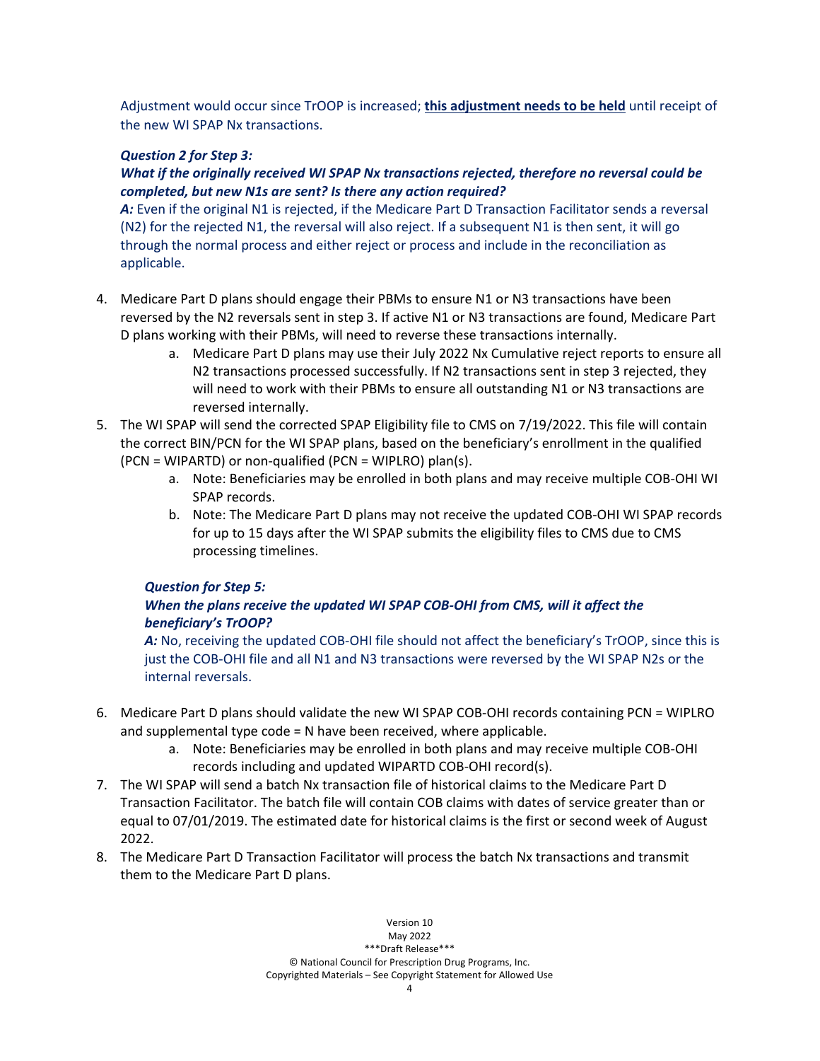Adjustment would occur since TrOOP is increased; **this adjustment needs to be held** until receipt of the new WI SPAP Nx transactions.

***Question 2 for Step 3:***
***What if the originally received WI SPAP Nx transactions rejected, therefore no reversal could be completed, but new N1s are sent? Is there any action required?***
***A:*** Even if the original N1 is rejected, if the Medicare Part D Transaction Facilitator sends a reversal (N2) for the rejected N1, the reversal will also reject. If a subsequent N1 is then sent, it will go through the normal process and either reject or process and include in the reconciliation as applicable.

4. Medicare Part D plans should engage their PBMs to ensure N1 or N3 transactions have been reversed by the N2 reversals sent in step 3. If active N1 or N3 transactions are found, Medicare Part D plans working with their PBMs, will need to reverse these transactions internally.
   a. Medicare Part D plans may use their July 2022 Nx Cumulative reject reports to ensure all N2 transactions processed successfully. If N2 transactions sent in step 3 rejected, they will need to work with their PBMs to ensure all outstanding N1 or N3 transactions are reversed internally.
5. The WI SPAP will send the corrected SPAP Eligibility file to CMS on 7/19/2022. This file will contain the correct BIN/PCN for the WI SPAP plans, based on the beneficiary's enrollment in the qualified (PCN = WIPARTD) or non-qualified (PCN = WIPLRO) plan(s).
   a. Note: Beneficiaries may be enrolled in both plans and may receive multiple COB-OHI WI SPAP records.
   b. Note: The Medicare Part D plans may not receive the updated COB-OHI WI SPAP records for up to 15 days after the WI SPAP submits the eligibility files to CMS due to CMS processing timelines.

   ***Question for Step 5:***
   ***When the plans receive the updated WI SPAP COB-OHI from CMS, will it affect the beneficiary's TrOOP?***
   ***A:*** No, receiving the updated COB-OHI file should not affect the beneficiary's TrOOP, since this is just the COB-OHI file and all N1 and N3 transactions were reversed by the WI SPAP N2s or the internal reversals.

6. Medicare Part D plans should validate the new WI SPAP COB-OHI records containing PCN = WIPLRO and supplemental type code = N have been received, where applicable.
   a. Note: Beneficiaries may be enrolled in both plans and may receive multiple COB-OHI records including and updated WIPARTD COB-OHI record(s).
7. The WI SPAP will send a batch Nx transaction file of historical claims to the Medicare Part D Transaction Facilitator. The batch file will contain COB claims with dates of service greater than or equal to 07/01/2019. The estimated date for historical claims is the first or second week of August 2022.
8. The Medicare Part D Transaction Facilitator will process the batch Nx transactions and transmit them to the Medicare Part D plans.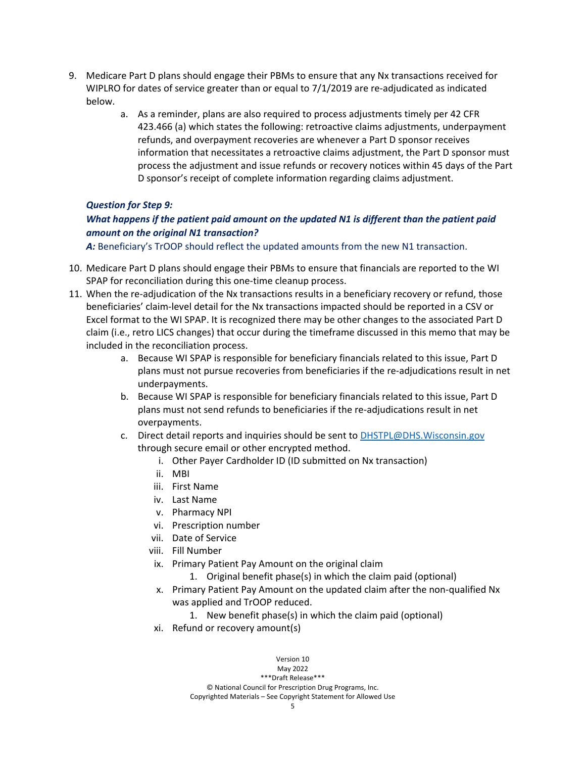9. Medicare Part D plans should engage their PBMs to ensure that any Nx transactions received for WIPLRO for dates of service greater than or equal to 7/1/2019 are re-adjudicated as indicated below.
    a. As a reminder, plans are also required to process adjustments timely per 42 CFR 423.466 (a) which states the following: retroactive claims adjustments, underpayment refunds, and overpayment recoveries are whenever a Part D sponsor receives information that necessitates a retroactive claims adjustment, the Part D sponsor must process the adjustment and issue refunds or recovery notices within 45 days of the Part D sponsor's receipt of complete information regarding claims adjustment.

***Question for Step 9:***
***What happens if the patient paid amount on the updated N1 is different than the patient paid amount on the original N1 transaction?***
***A:*** Beneficiary's TrOOP should reflect the updated amounts from the new N1 transaction.

10. Medicare Part D plans should engage their PBMs to ensure that financials are reported to the WI SPAP for reconciliation during this one-time cleanup process.
11. When the re-adjudication of the Nx transactions results in a beneficiary recovery or refund, those beneficiaries' claim-level detail for the Nx transactions impacted should be reported in a CSV or Excel format to the WI SPAP. It is recognized there may be other changes to the associated Part D claim (i.e., retro LICS changes) that occur during the timeframe discussed in this memo that may be included in the reconciliation process.
    a. Because WI SPAP is responsible for beneficiary financials related to this issue, Part D plans must not pursue recoveries from beneficiaries if the re-adjudications result in net underpayments.
    b. Because WI SPAP is responsible for beneficiary financials related to this issue, Part D plans must not send refunds to beneficiaries if the re-adjudications result in net overpayments.
    c. Direct detail reports and inquiries should be sent to DHSTPL@DHS.Wisconsin.gov through secure email or other encrypted method.
        i. Other Payer Cardholder ID (ID submitted on Nx transaction)
        ii. MBI
        iii. First Name
        iv. Last Name
        v. Pharmacy NPI
        vi. Prescription number
        vii. Date of Service
        viii. Fill Number
        ix. Primary Patient Pay Amount on the original claim
            1. Original benefit phase(s) in which the claim paid (optional)
        x. Primary Patient Pay Amount on the updated claim after the non-qualified Nx was applied and TrOOP reduced.
            1. New benefit phase(s) in which the claim paid (optional)
        xi. Refund or recovery amount(s)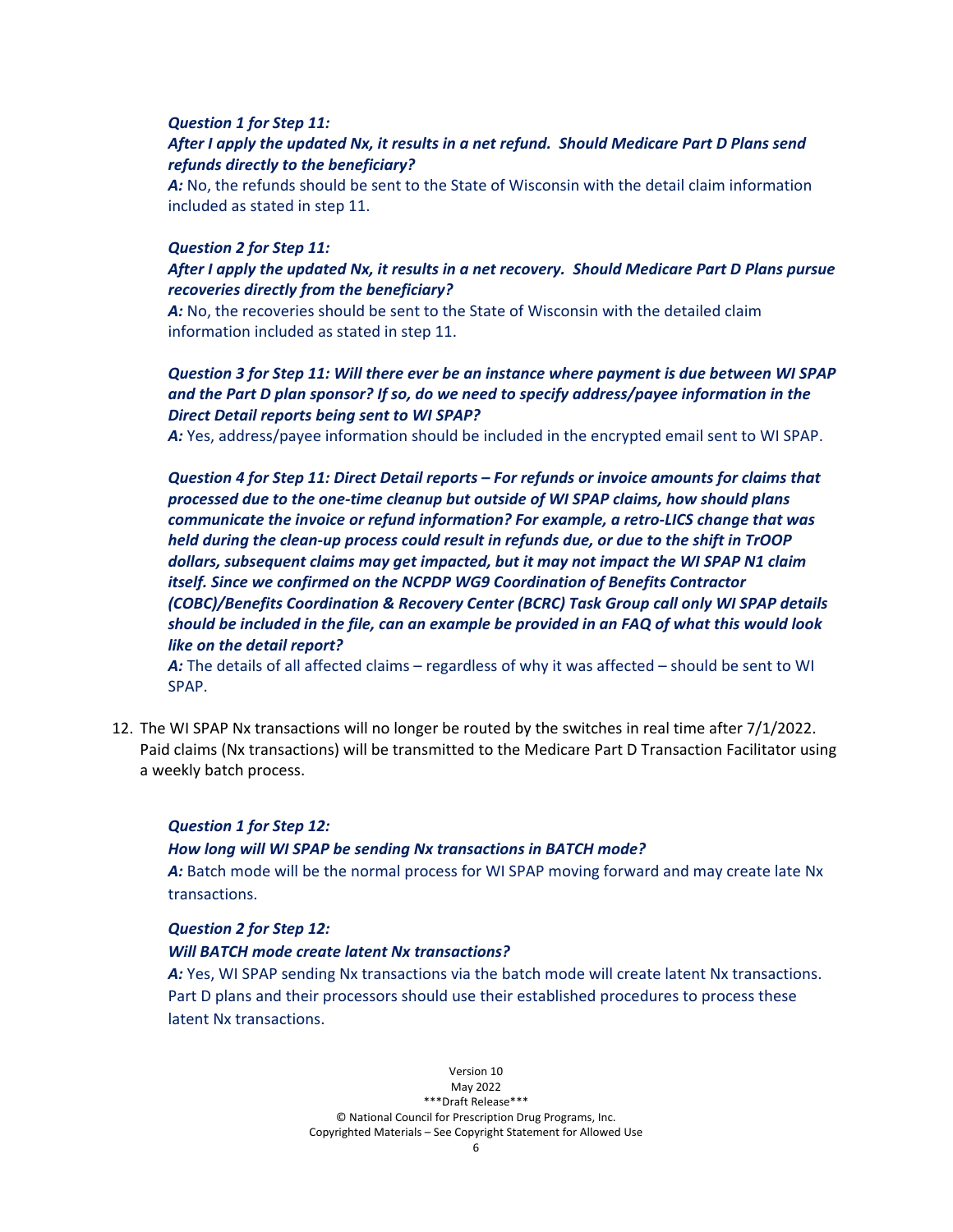***Question 1 for Step 11:***
***After I apply the updated Nx, it results in a net refund. Should Medicare Part D Plans send refunds directly to the beneficiary?***
***A:*** No, the refunds should be sent to the State of Wisconsin with the detail claim information included as stated in step 11.

***Question 2 for Step 11:***
***After I apply the updated Nx, it results in a net recovery. Should Medicare Part D Plans pursue recoveries directly from the beneficiary?***
***A:*** No, the recoveries should be sent to the State of Wisconsin with the detailed claim information included as stated in step 11.

***Question 3 for Step 11: Will there ever be an instance where payment is due between WI SPAP and the Part D plan sponsor? If so, do we need to specify address/payee information in the Direct Detail reports being sent to WI SPAP?***
***A:*** Yes, address/payee information should be included in the encrypted email sent to WI SPAP.

***Question 4 for Step 11: Direct Detail reports – For refunds or invoice amounts for claims that processed due to the one-time cleanup but outside of WI SPAP claims, how should plans communicate the invoice or refund information? For example, a retro-LICS change that was held during the clean-up process could result in refunds due, or due to the shift in TrOOP dollars, subsequent claims may get impacted, but it may not impact the WI SPAP N1 claim itself. Since we confirmed on the NCPDP WG9 Coordination of Benefits Contractor (COBC)/Benefits Coordination & Recovery Center (BCRC) Task Group call only WI SPAP details should be included in the file, can an example be provided in an FAQ of what this would look like on the detail report?***
***A:*** The details of all affected claims – regardless of why it was affected – should be sent to WI SPAP.

12. The WI SPAP Nx transactions will no longer be routed by the switches in real time after 7/1/2022. Paid claims (Nx transactions) will be transmitted to the Medicare Part D Transaction Facilitator using a weekly batch process.

***Question 1 for Step 12:***
***How long will WI SPAP be sending Nx transactions in BATCH mode?***
***A:*** Batch mode will be the normal process for WI SPAP moving forward and may create late Nx transactions.

***Question 2 for Step 12:***
***Will BATCH mode create latent Nx transactions?***
***A:*** Yes, WI SPAP sending Nx transactions via the batch mode will create latent Nx transactions. Part D plans and their processors should use their established procedures to process these latent Nx transactions.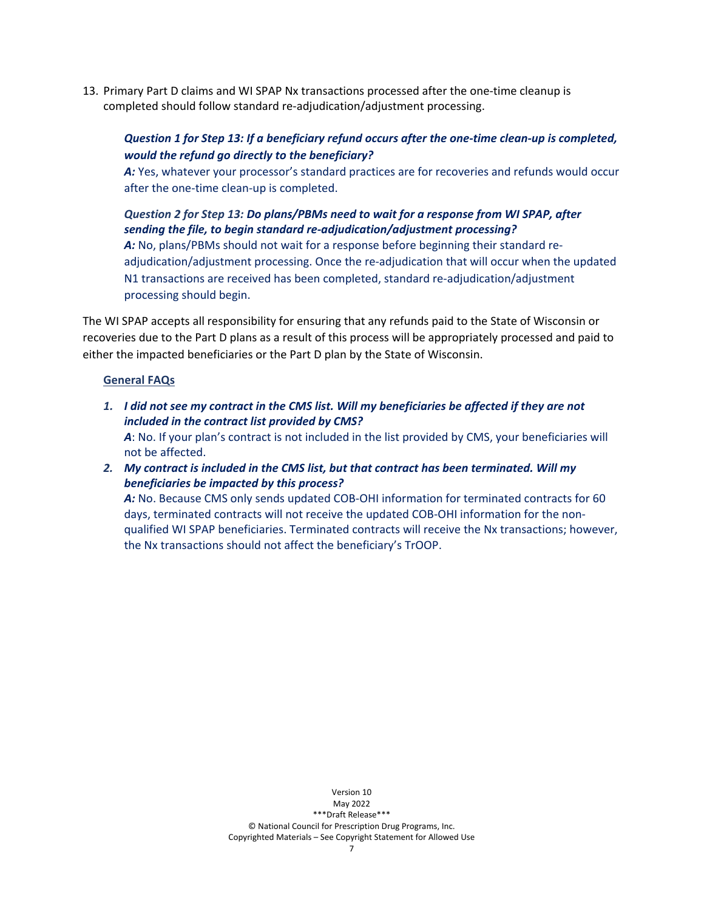13. Primary Part D claims and WI SPAP Nx transactions processed after the one-time cleanup is completed should follow standard re-adjudication/adjustment processing.

    ***Question 1 for Step 13: If a beneficiary refund occurs after the one-time clean-up is completed, would the refund go directly to the beneficiary?***
    ***A:*** Yes, whatever your processor's standard practices are for recoveries and refunds would occur after the one-time clean-up is completed.

    ***Question 2 for Step 13: Do plans/PBMs need to wait for a response from WI SPAP, after sending the file, to begin standard re-adjudication/adjustment processing?***
    ***A:*** No, plans/PBMs should not wait for a response before beginning their standard re-adjudication/adjustment processing. Once the re-adjudication that will occur when the updated N1 transactions are received has been completed, standard re-adjudication/adjustment processing should begin.

The WI SPAP accepts all responsibility for ensuring that any refunds paid to the State of Wisconsin or recoveries due to the Part D plans as a result of this process will be appropriately processed and paid to either the impacted beneficiaries or the Part D plan by the State of Wisconsin.

**General FAQs**

1. ***I did not see my contract in the CMS list. Will my beneficiaries be affected if they are not included in the contract list provided by CMS?***
   ***A***: No. If your plan's contract is not included in the list provided by CMS, your beneficiaries will not be affected.
2. ***My contract is included in the CMS list, but that contract has been terminated. Will my beneficiaries be impacted by this process?***
   ***A:*** No. Because CMS only sends updated COB-OHI information for terminated contracts for 60 days, terminated contracts will not receive the updated COB-OHI information for the non-qualified WI SPAP beneficiaries. Terminated contracts will receive the Nx transactions; however, the Nx transactions should not affect the beneficiary's TrOOP.